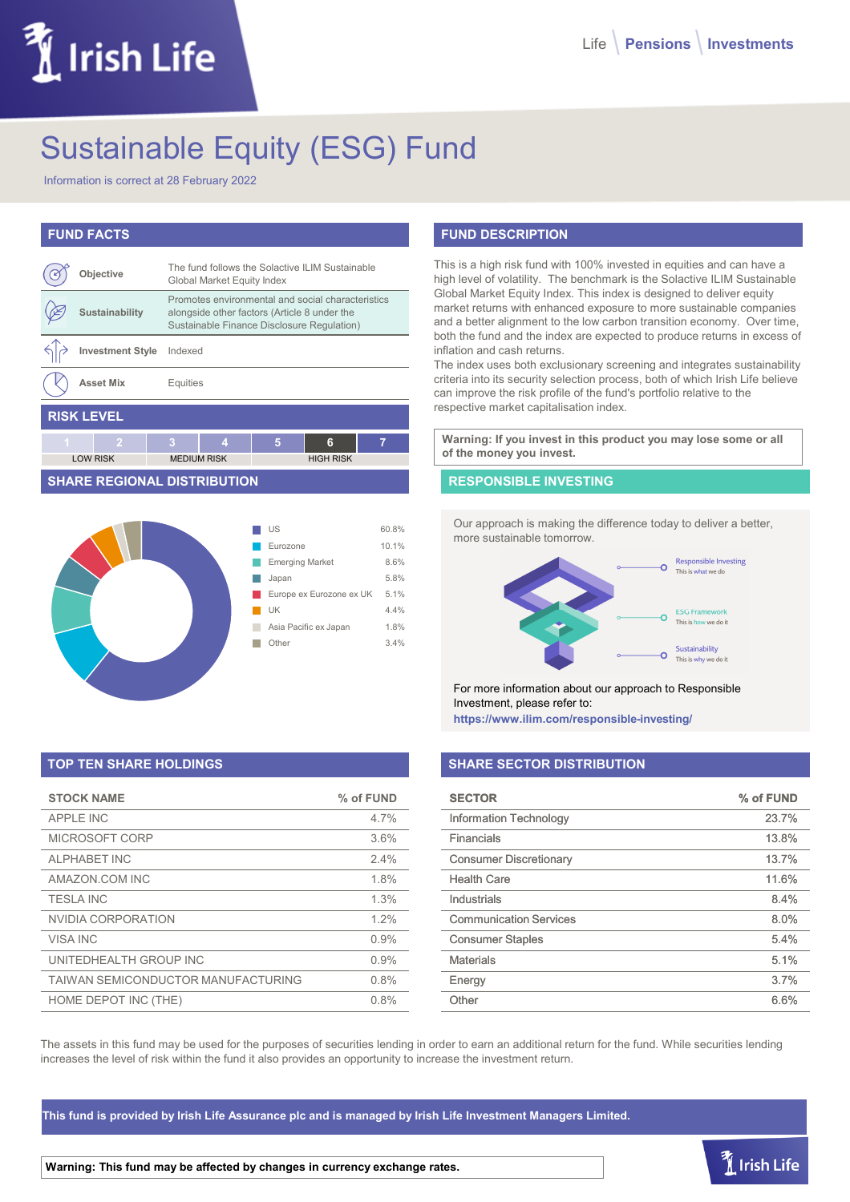# Sustainable Equity (ESG) Fund

Information is correct at 28 February 2022

## FUND FACTS

| | |
|---|---|
| **Objective** | The fund follows the Solactive ILIM Sustainable Global Market Equity Index |
| **Sustainability** | Promotes environmental and social characteristics alongside other factors (Article 8 under the Sustainable Finance Disclosure Regulation) |
| **Investment Style** | Indexed |
| **Asset Mix** | Equities |

## RISK LEVEL

| 1 | 2 | 3 | 4 | 5 | 6 | 7 |
|---|---|---|---|---|---|---|
| LOW RISK | | MEDIUM RISK | | HIGH RISK | | |

Current risk level: **6**

## FUND DESCRIPTION

This is a high risk fund with 100% invested in equities and can have a high level of volatility. The benchmark is the Solactive ILIM Sustainable Global Market Equity Index. This index is designed to deliver equity market returns with enhanced exposure to more sustainable companies and a better alignment to the low carbon transition economy. Over time, both the fund and the index are expected to produce returns in excess of inflation and cash returns.

The index uses both exclusionary screening and integrates sustainability criteria into its security selection process, both of which Irish Life believe can improve the risk profile of the fund's portfolio relative to the respective market capitalisation index.

**Warning: If you invest in this product you may lose some or all of the money you invest.**

## SHARE REGIONAL DISTRIBUTION

| Region | % |
|---|---|
| US | 60.8% |
| Eurozone | 10.1% |
| Emerging Market | 8.6% |
| Japan | 5.8% |
| Europe ex Eurozone ex UK | 5.1% |
| UK | 4.4% |
| Asia Pacific ex Japan | 1.8% |
| Other | 3.4% |

## RESPONSIBLE INVESTING

Our approach is making the difference today to deliver a better, more sustainable tomorrow.

- Responsible Investing – This is what we do
- ESG Framework – This is how we do it
- Sustainability – This is why we do it

For more information about our approach to Responsible Investment, please refer to:
**https://www.ilim.com/responsible-investing/**

## TOP TEN SHARE HOLDINGS

| STOCK NAME | % of FUND |
|---|---|
| APPLE INC | 4.7% |
| MICROSOFT CORP | 3.6% |
| ALPHABET INC | 2.4% |
| AMAZON.COM INC | 1.8% |
| TESLA INC | 1.3% |
| NVIDIA CORPORATION | 1.2% |
| VISA INC | 0.9% |
| UNITEDHEALTH GROUP INC | 0.9% |
| TAIWAN SEMICONDUCTOR MANUFACTURING | 0.8% |
| HOME DEPOT INC (THE) | 0.8% |

## SHARE SECTOR DISTRIBUTION

| SECTOR | % of FUND |
|---|---|
| Information Technology | 23.7% |
| Financials | 13.8% |
| Consumer Discretionary | 13.7% |
| Health Care | 11.6% |
| Industrials | 8.4% |
| Communication Services | 8.0% |
| Consumer Staples | 5.4% |
| Materials | 5.1% |
| Energy | 3.7% |
| Other | 6.6% |

The assets in this fund may be used for the purposes of securities lending in order to earn an additional return for the fund. While securities lending increases the level of risk within the fund it also provides an opportunity to increase the investment return.

**This fund is provided by Irish Life Assurance plc and is managed by Irish Life Investment Managers Limited.**

**Warning: This fund may be affected by changes in currency exchange rates.**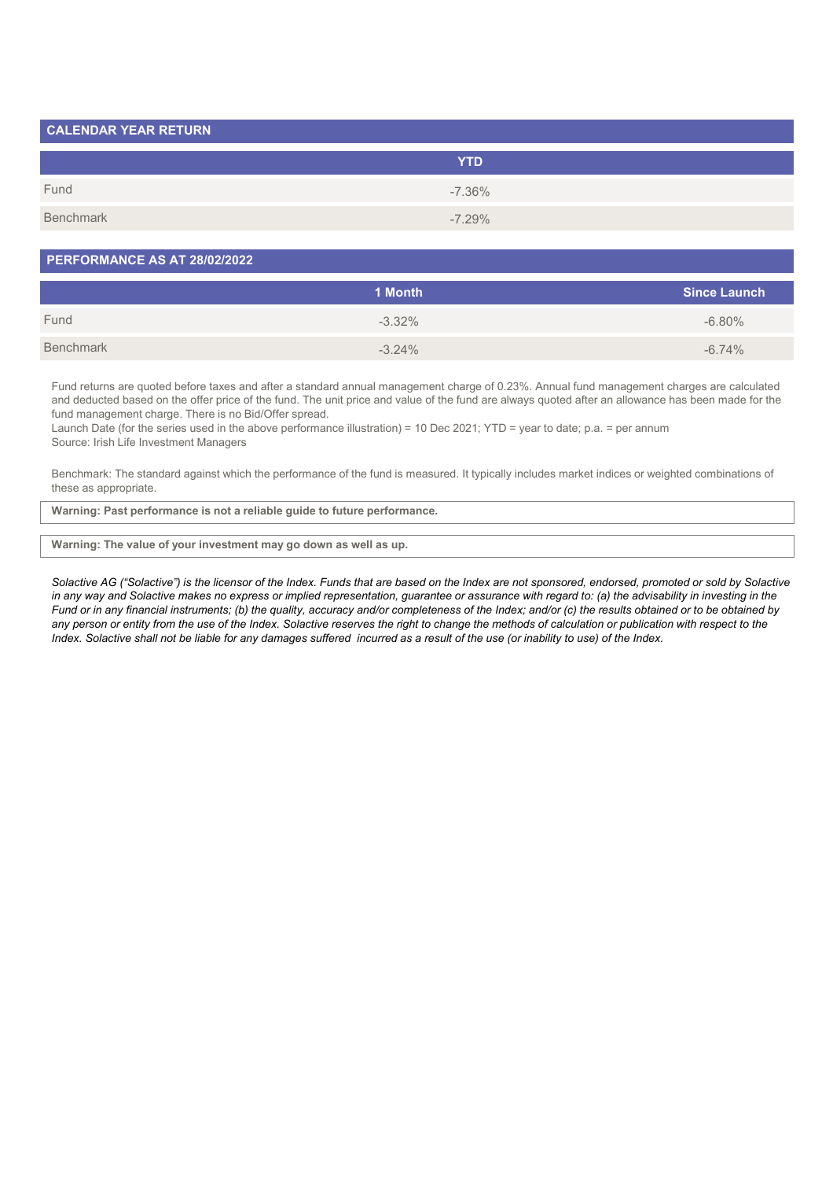## CALENDAR YEAR RETURN

| | YTD |
|---|---|
| Fund | -7.36% |
| Benchmark | -7.29% |

## PERFORMANCE AS AT 28/02/2022

| | 1 Month | Since Launch |
|---|---|---|
| Fund | -3.32% | -6.80% |
| Benchmark | -3.24% | -6.74% |

Fund returns are quoted before taxes and after a standard annual management charge of 0.23%. Annual fund management charges are calculated and deducted based on the offer price of the fund. The unit price and value of the fund are always quoted after an allowance has been made for the fund management charge. There is no Bid/Offer spread.
Launch Date (for the series used in the above performance illustration) = 10 Dec 2021; YTD = year to date; p.a. = per annum
Source: Irish Life Investment Managers

Benchmark: The standard against which the performance of the fund is measured. It typically includes market indices or weighted combinations of these as appropriate.

**Warning: Past performance is not a reliable guide to future performance.**

**Warning: The value of your investment may go down as well as up.**

*Solactive AG ("Solactive") is the licensor of the Index. Funds that are based on the Index are not sponsored, endorsed, promoted or sold by Solactive in any way and Solactive makes no express or implied representation, guarantee or assurance with regard to: (a) the advisability in investing in the Fund or in any financial instruments; (b) the quality, accuracy and/or completeness of the Index; and/or (c) the results obtained or to be obtained by any person or entity from the use of the Index. Solactive reserves the right to change the methods of calculation or publication with respect to the Index. Solactive shall not be liable for any damages suffered incurred as a result of the use (or inability to use) of the Index.*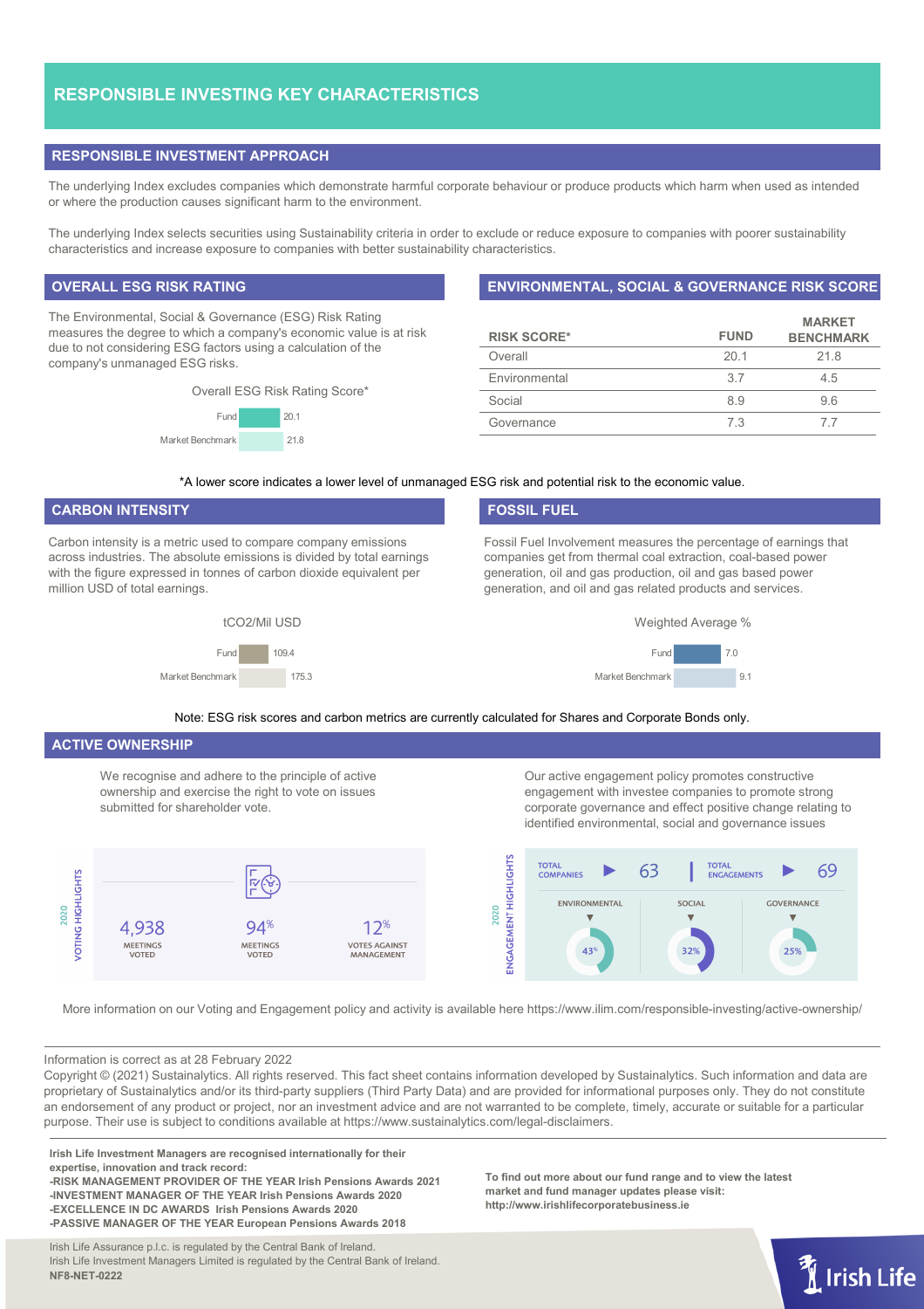# RESPONSIBLE INVESTING KEY CHARACTERISTICS

## RESPONSIBLE INVESTMENT APPROACH

The underlying Index excludes companies which demonstrate harmful corporate behaviour or produce products which harm when used as intended or where the production causes significant harm to the environment.

The underlying Index selects securities using Sustainability criteria in order to exclude or reduce exposure to companies with poorer sustainability characteristics and increase exposure to companies with better sustainability characteristics.

## OVERALL ESG RISK RATING

The Environmental, Social & Governance (ESG) Risk Rating measures the degree to which a company's economic value is at risk due to not considering ESG factors using a calculation of the company's unmanaged ESG risks.

Overall ESG Risk Rating Score*

Fund 20.1

Market Benchmark 21.8

## ENVIRONMENTAL, SOCIAL & GOVERNANCE RISK SCORE

| RISK SCORE* | FUND | MARKET BENCHMARK |
|---|---|---|
| Overall | 20.1 | 21.8 |
| Environmental | 3.7 | 4.5 |
| Social | 8.9 | 9.6 |
| Governance | 7.3 | 7.7 |

*A lower score indicates a lower level of unmanaged ESG risk and potential risk to the economic value.

## CARBON INTENSITY

Carbon intensity is a metric used to compare company emissions across industries. The absolute emissions is divided by total earnings with the figure expressed in tonnes of carbon dioxide equivalent per million USD of total earnings.

tCO2/Mil USD

Fund 109.4

Market Benchmark 175.3

## FOSSIL FUEL

Fossil Fuel Involvement measures the percentage of earnings that companies get from thermal coal extraction, coal-based power generation, oil and gas production, oil and gas based power generation, and oil and gas related products and services.

Weighted Average %

Fund 7.0

Market Benchmark 9.1

Note: ESG risk scores and carbon metrics are currently calculated for Shares and Corporate Bonds only.

## ACTIVE OWNERSHIP

We recognise and adhere to the principle of active ownership and exercise the right to vote on issues submitted for shareholder vote.

Our active engagement policy promotes constructive engagement with investee companies to promote strong corporate governance and effect positive change relating to identified environmental, social and governance issues

2020 VOTING HIGHLIGHTS

4,938 MEETINGS VOTED

94% MEETINGS VOTED

12% VOTES AGAINST MANAGEMENT

2020 ENGAGEMENT HIGHLIGHTS

TOTAL COMPANIES 63

TOTAL ENGAGEMENTS 69

ENVIRONMENTAL 43%

SOCIAL 32%

GOVERNANCE 25%

More information on our Voting and Engagement policy and activity is available here https://www.ilim.com/responsible-investing/active-ownership/

Information is correct as at 28 February 2022

Copyright © (2021) Sustainalytics. All rights reserved. This fact sheet contains information developed by Sustainalytics. Such information and data are proprietary of Sustainalytics and/or its third-party suppliers (Third Party Data) and are provided for informational purposes only. They do not constitute an endorsement of any product or project, nor an investment advice and are not warranted to be complete, timely, accurate or suitable for a particular purpose. Their use is subject to conditions available at https://www.sustainalytics.com/legal-disclaimers.

**Irish Life Investment Managers are recognised internationally for their expertise, innovation and track record:**
**-RISK MANAGEMENT PROVIDER OF THE YEAR Irish Pensions Awards 2021**
**-INVESTMENT MANAGER OF THE YEAR Irish Pensions Awards 2020**
**-EXCELLENCE IN DC AWARDS Irish Pensions Awards 2020**
**-PASSIVE MANAGER OF THE YEAR European Pensions Awards 2018**

**To find out more about our fund range and to view the latest market and fund manager updates please visit: http://www.irishlifecorporatebusiness.ie**

Irish Life Assurance p.l.c. is regulated by the Central Bank of Ireland.
Irish Life Investment Managers Limited is regulated by the Central Bank of Ireland.
**NF8-NET-0222**

Irish Life